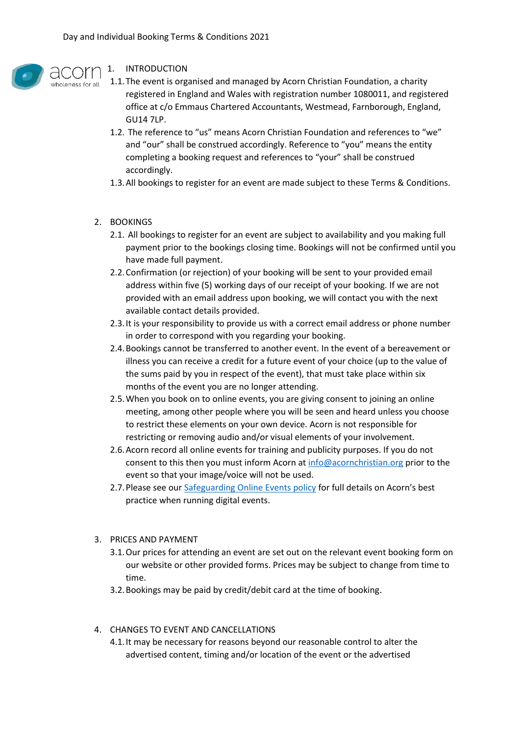Day and Individual Booking Terms & Conditions 2021

acorn
wholeness for all

1. INTRODUCTION
   1.1. The event is organised and managed by Acorn Christian Foundation, a charity registered in England and Wales with registration number 1080011, and registered office at c/o Emmaus Chartered Accountants, Westmead, Farnborough, England, GU14 7LP.
   1.2. The reference to "us" means Acorn Christian Foundation and references to "we" and "our" shall be construed accordingly. Reference to "you" means the entity completing a booking request and references to "your" shall be construed accordingly.
   1.3. All bookings to register for an event are made subject to these Terms & Conditions.

2. BOOKINGS
   2.1. All bookings to register for an event are subject to availability and you making full payment prior to the bookings closing time. Bookings will not be confirmed until you have made full payment.
   2.2. Confirmation (or rejection) of your booking will be sent to your provided email address within five (5) working days of our receipt of your booking. If we are not provided with an email address upon booking, we will contact you with the next available contact details provided.
   2.3. It is your responsibility to provide us with a correct email address or phone number in order to correspond with you regarding your booking.
   2.4. Bookings cannot be transferred to another event. In the event of a bereavement or illness you can receive a credit for a future event of your choice (up to the value of the sums paid by you in respect of the event), that must take place within six months of the event you are no longer attending.
   2.5. When you book on to online events, you are giving consent to joining an online meeting, among other people where you will be seen and heard unless you choose to restrict these elements on your own device. Acorn is not responsible for restricting or removing audio and/or visual elements of your involvement.
   2.6. Acorn record all online events for training and publicity purposes. If you do not consent to this then you must inform Acorn at [info@acornchristian.org](mailto:info@acornchristian.org) prior to the event so that your image/voice will not be used.
   2.7. Please see our [Safeguarding Online Events policy]() for full details on Acorn's best practice when running digital events.

3. PRICES AND PAYMENT
   3.1. Our prices for attending an event are set out on the relevant event booking form on our website or other provided forms. Prices may be subject to change from time to time.
   3.2. Bookings may be paid by credit/debit card at the time of booking.

4. CHANGES TO EVENT AND CANCELLATIONS
   4.1. It may be necessary for reasons beyond our reasonable control to alter the advertised content, timing and/or location of the event or the advertised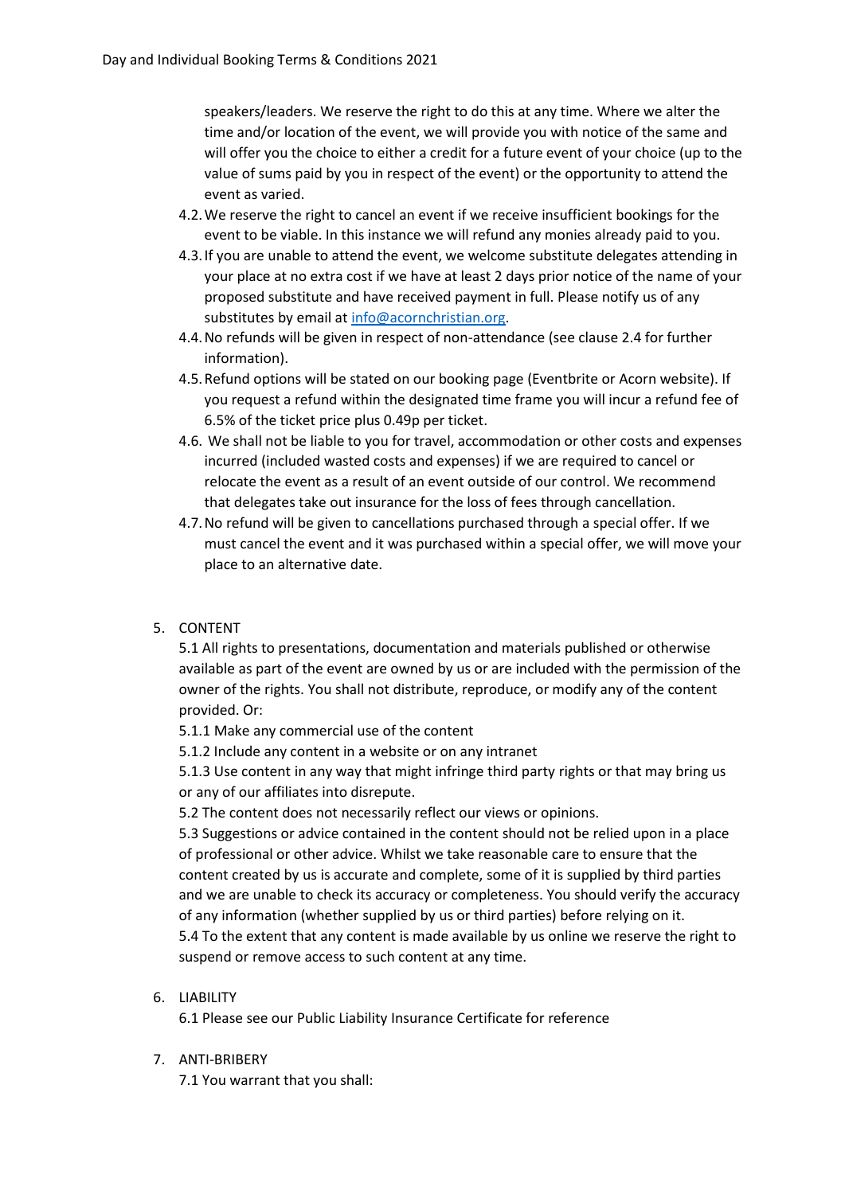speakers/leaders. We reserve the right to do this at any time. Where we alter the time and/or location of the event, we will provide you with notice of the same and will offer you the choice to either a credit for a future event of your choice (up to the value of sums paid by you in respect of the event) or the opportunity to attend the event as varied.

4.2. We reserve the right to cancel an event if we receive insufficient bookings for the event to be viable. In this instance we will refund any monies already paid to you.

4.3. If you are unable to attend the event, we welcome substitute delegates attending in your place at no extra cost if we have at least 2 days prior notice of the name of your proposed substitute and have received payment in full. Please notify us of any substitutes by email at [info@acornchristian.org](mailto:info@acornchristian.org).

4.4. No refunds will be given in respect of non-attendance (see clause 2.4 for further information).

4.5. Refund options will be stated on our booking page (Eventbrite or Acorn website). If you request a refund within the designated time frame you will incur a refund fee of 6.5% of the ticket price plus 0.49p per ticket.

4.6. We shall not be liable to you for travel, accommodation or other costs and expenses incurred (included wasted costs and expenses) if we are required to cancel or relocate the event as a result of an event outside of our control. We recommend that delegates take out insurance for the loss of fees through cancellation.

4.7. No refund will be given to cancellations purchased through a special offer. If we must cancel the event and it was purchased within a special offer, we will move your place to an alternative date.

5. CONTENT

5.1 All rights to presentations, documentation and materials published or otherwise available as part of the event are owned by us or are included with the permission of the owner of the rights. You shall not distribute, reproduce, or modify any of the content provided. Or:

5.1.1 Make any commercial use of the content

5.1.2 Include any content in a website or on any intranet

5.1.3 Use content in any way that might infringe third party rights or that may bring us or any of our affiliates into disrepute.

5.2 The content does not necessarily reflect our views or opinions.

5.3 Suggestions or advice contained in the content should not be relied upon in a place of professional or other advice. Whilst we take reasonable care to ensure that the content created by us is accurate and complete, some of it is supplied by third parties and we are unable to check its accuracy or completeness. You should verify the accuracy of any information (whether supplied by us or third parties) before relying on it.

5.4 To the extent that any content is made available by us online we reserve the right to suspend or remove access to such content at any time.

6. LIABILITY

6.1 Please see our Public Liability Insurance Certificate for reference

7. ANTI-BRIBERY

7.1 You warrant that you shall: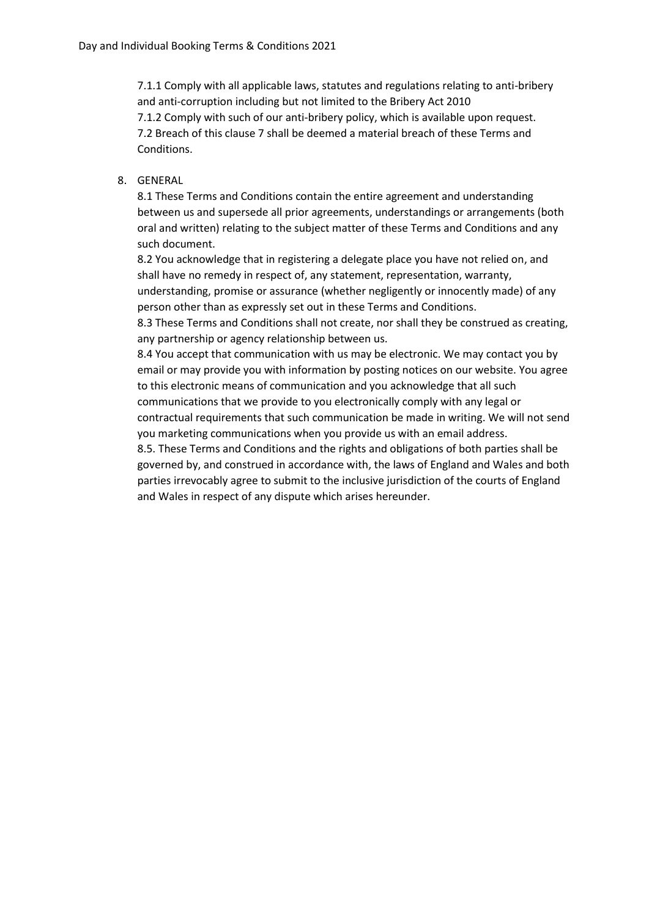7.1.1 Comply with all applicable laws, statutes and regulations relating to anti-bribery and anti-corruption including but not limited to the Bribery Act 2010
7.1.2 Comply with such of our anti-bribery policy, which is available upon request.
7.2 Breach of this clause 7 shall be deemed a material breach of these Terms and Conditions.

8. GENERAL

8.1 These Terms and Conditions contain the entire agreement and understanding between us and supersede all prior agreements, understandings or arrangements (both oral and written) relating to the subject matter of these Terms and Conditions and any such document.
8.2 You acknowledge that in registering a delegate place you have not relied on, and shall have no remedy in respect of, any statement, representation, warranty, understanding, promise or assurance (whether negligently or innocently made) of any person other than as expressly set out in these Terms and Conditions.
8.3 These Terms and Conditions shall not create, nor shall they be construed as creating, any partnership or agency relationship between us.
8.4 You accept that communication with us may be electronic. We may contact you by email or may provide you with information by posting notices on our website. You agree to this electronic means of communication and you acknowledge that all such communications that we provide to you electronically comply with any legal or contractual requirements that such communication be made in writing. We will not send you marketing communications when you provide us with an email address.
8.5. These Terms and Conditions and the rights and obligations of both parties shall be governed by, and construed in accordance with, the laws of England and Wales and both parties irrevocably agree to submit to the inclusive jurisdiction of the courts of England and Wales in respect of any dispute which arises hereunder.